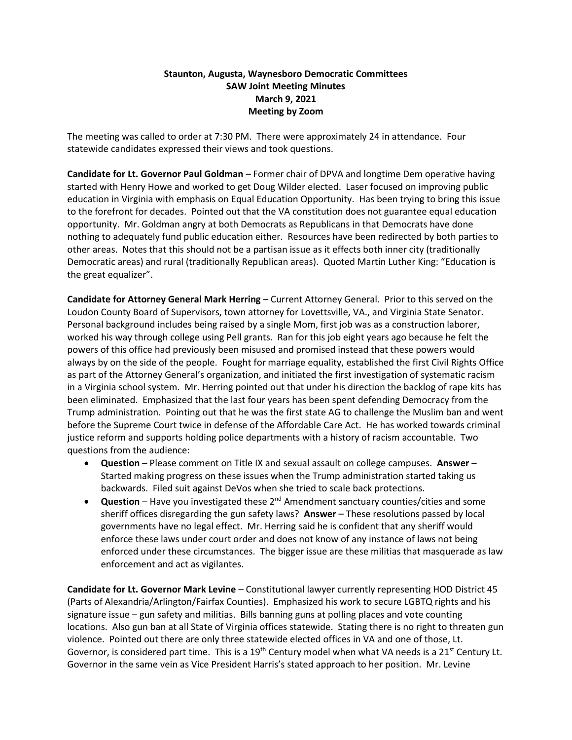**Staunton, Augusta, Waynesboro Democratic Committees**
**SAW Joint Meeting Minutes**
**March 9, 2021**
**Meeting by Zoom**

The meeting was called to order at 7:30 PM. There were approximately 24 in attendance. Four statewide candidates expressed their views and took questions.

**Candidate for Lt. Governor Paul Goldman** – Former chair of DPVA and longtime Dem operative having started with Henry Howe and worked to get Doug Wilder elected. Laser focused on improving public education in Virginia with emphasis on Equal Education Opportunity. Has been trying to bring this issue to the forefront for decades. Pointed out that the VA constitution does not guarantee equal education opportunity. Mr. Goldman angry at both Democrats as Republicans in that Democrats have done nothing to adequately fund public education either. Resources have been redirected by both parties to other areas. Notes that this should not be a partisan issue as it effects both inner city (traditionally Democratic areas) and rural (traditionally Republican areas). Quoted Martin Luther King: "Education is the great equalizer".

**Candidate for Attorney General Mark Herring** – Current Attorney General. Prior to this served on the Loudon County Board of Supervisors, town attorney for Lovettsville, VA., and Virginia State Senator. Personal background includes being raised by a single Mom, first job was as a construction laborer, worked his way through college using Pell grants. Ran for this job eight years ago because he felt the powers of this office had previously been misused and promised instead that these powers would always by on the side of the people. Fought for marriage equality, established the first Civil Rights Office as part of the Attorney General's organization, and initiated the first investigation of systematic racism in a Virginia school system. Mr. Herring pointed out that under his direction the backlog of rape kits has been eliminated. Emphasized that the last four years has been spent defending Democracy from the Trump administration. Pointing out that he was the first state AG to challenge the Muslim ban and went before the Supreme Court twice in defense of the Affordable Care Act. He has worked towards criminal justice reform and supports holding police departments with a history of racism accountable. Two questions from the audience:

- **Question** – Please comment on Title IX and sexual assault on college campuses. **Answer** – Started making progress on these issues when the Trump administration started taking us backwards. Filed suit against DeVos when she tried to scale back protections.
- **Question** – Have you investigated these 2nd Amendment sanctuary counties/cities and some sheriff offices disregarding the gun safety laws? **Answer** – These resolutions passed by local governments have no legal effect. Mr. Herring said he is confident that any sheriff would enforce these laws under court order and does not know of any instance of laws not being enforced under these circumstances. The bigger issue are these militias that masquerade as law enforcement and act as vigilantes.

**Candidate for Lt. Governor Mark Levine** – Constitutional lawyer currently representing HOD District 45 (Parts of Alexandria/Arlington/Fairfax Counties). Emphasized his work to secure LGBTQ rights and his signature issue – gun safety and militias. Bills banning guns at polling places and vote counting locations. Also gun ban at all State of Virginia offices statewide. Stating there is no right to threaten gun violence. Pointed out there are only three statewide elected offices in VA and one of those, Lt. Governor, is considered part time. This is a 19th Century model when what VA needs is a 21st Century Lt. Governor in the same vein as Vice President Harris's stated approach to her position. Mr. Levine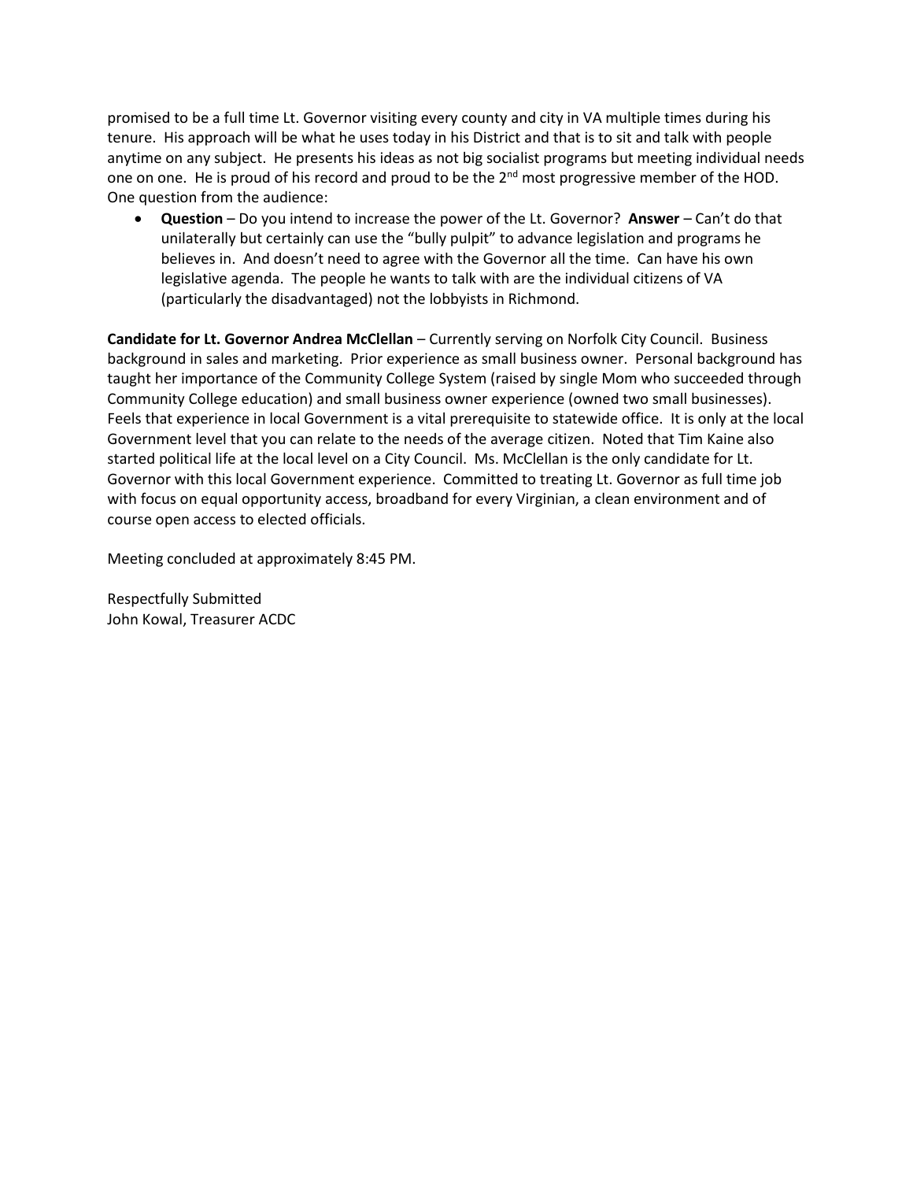promised to be a full time Lt. Governor visiting every county and city in VA multiple times during his tenure. His approach will be what he uses today in his District and that is to sit and talk with people anytime on any subject. He presents his ideas as not big socialist programs but meeting individual needs one on one. He is proud of his record and proud to be the 2nd most progressive member of the HOD. One question from the audience:

- **Question** – Do you intend to increase the power of the Lt. Governor? **Answer** – Can't do that unilaterally but certainly can use the "bully pulpit" to advance legislation and programs he believes in. And doesn't need to agree with the Governor all the time. Can have his own legislative agenda. The people he wants to talk with are the individual citizens of VA (particularly the disadvantaged) not the lobbyists in Richmond.

**Candidate for Lt. Governor Andrea McClellan** – Currently serving on Norfolk City Council. Business background in sales and marketing. Prior experience as small business owner. Personal background has taught her importance of the Community College System (raised by single Mom who succeeded through Community College education) and small business owner experience (owned two small businesses). Feels that experience in local Government is a vital prerequisite to statewide office. It is only at the local Government level that you can relate to the needs of the average citizen. Noted that Tim Kaine also started political life at the local level on a City Council. Ms. McClellan is the only candidate for Lt. Governor with this local Government experience. Committed to treating Lt. Governor as full time job with focus on equal opportunity access, broadband for every Virginian, a clean environment and of course open access to elected officials.

Meeting concluded at approximately 8:45 PM.

Respectfully Submitted
John Kowal, Treasurer ACDC